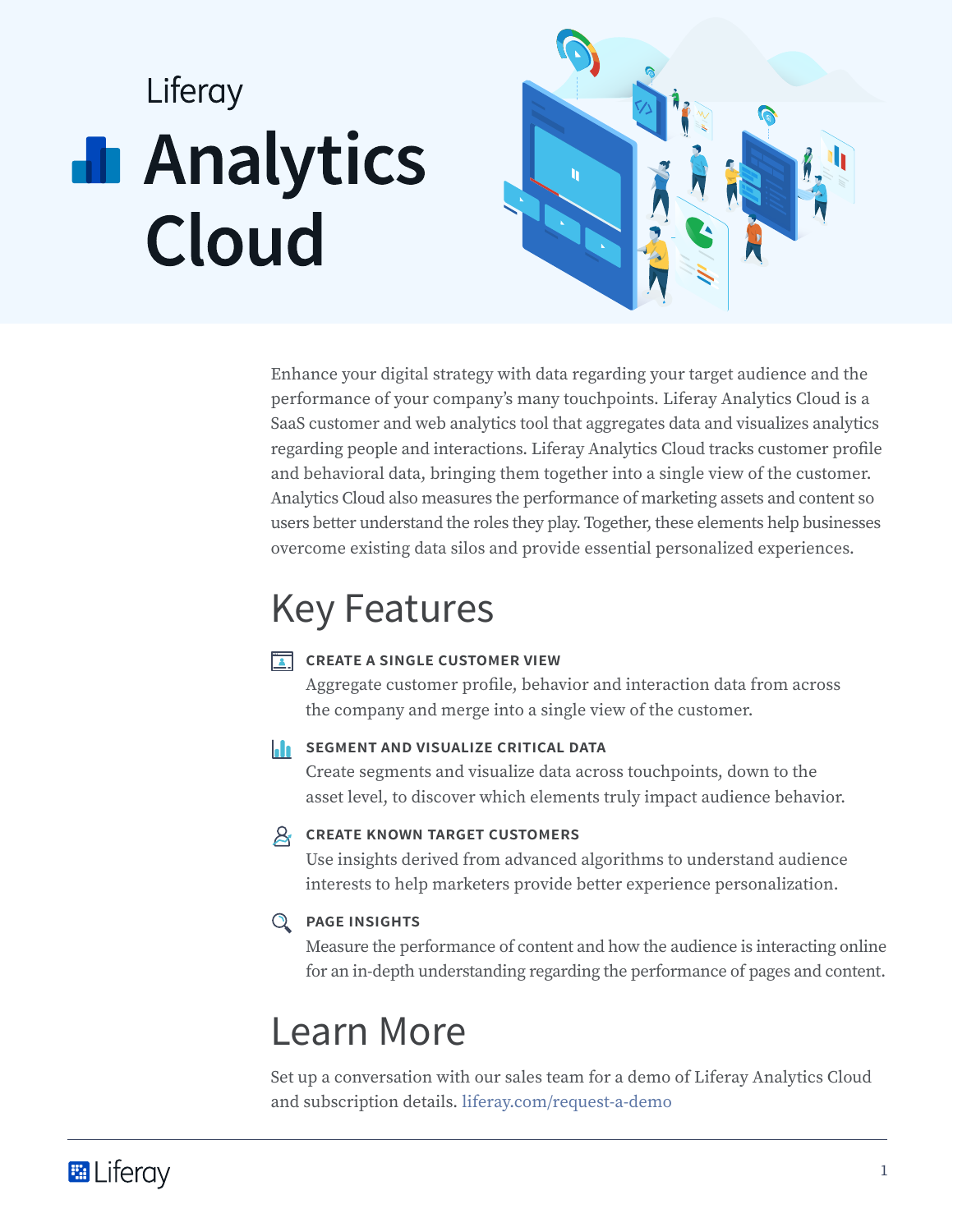Liferay

# Analytics Cloud

Enhance your digital strategy with data regarding your target audience and the performance of your company's many touchpoints. Liferay Analytics Cloud is a SaaS customer and web analytics tool that aggregates data and visualizes analytics regarding people and interactions. Liferay Analytics Cloud tracks customer profile and behavioral data, bringing them together into a single view of the customer. Analytics Cloud also measures the performance of marketing assets and content so users better understand the roles they play. Together, these elements help businesses overcome existing data silos and provide essential personalized experiences.

## Key Features

### CREATE A SINGLE CUSTOMER VIEW

Aggregate customer profile, behavior and interaction data from across the company and merge into a single view of the customer.

### SEGMENT AND VISUALIZE CRITICAL DATA

Create segments and visualize data across touchpoints, down to the asset level, to discover which elements truly impact audience behavior.

### CREATE KNOWN TARGET CUSTOMERS

Use insights derived from advanced algorithms to understand audience interests to help marketers provide better experience personalization.

### PAGE INSIGHTS

Measure the performance of content and how the audience is interacting online for an in-depth understanding regarding the performance of pages and content.

## Learn More

Set up a conversation with our sales team for a demo of Liferay Analytics Cloud and subscription details. liferay.com/request-a-demo

Liferay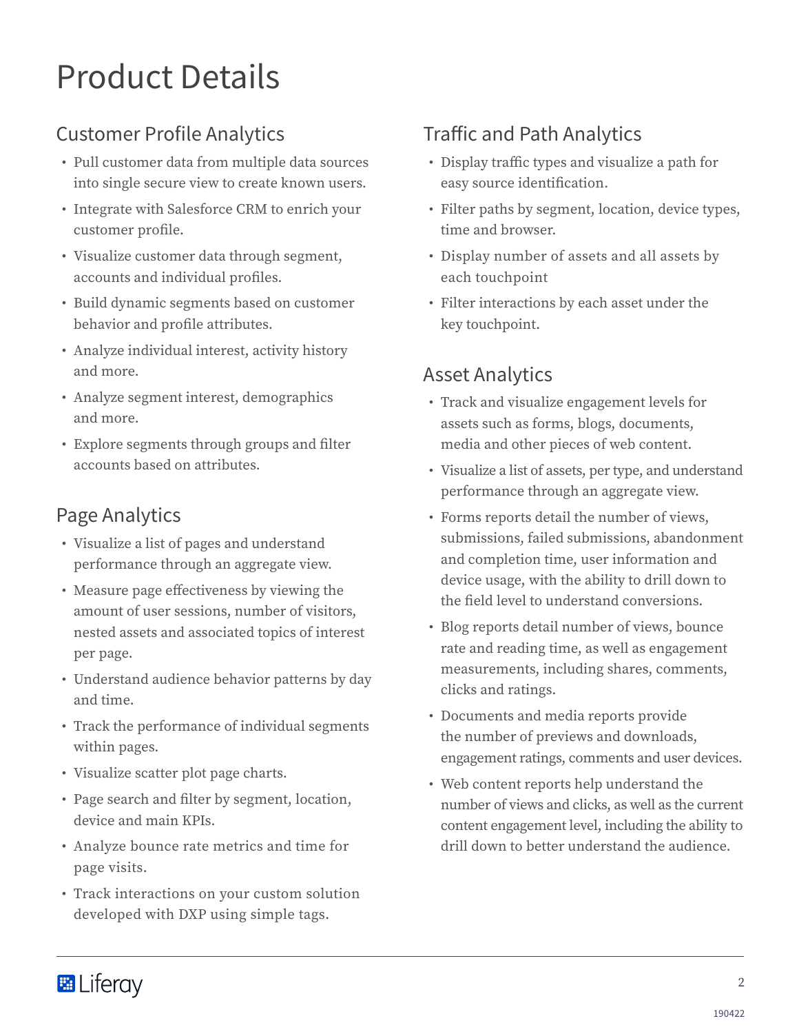# Product Details

## Customer Profile Analytics

- Pull customer data from multiple data sources into single secure view to create known users.
- Integrate with Salesforce CRM to enrich your customer profile.
- Visualize customer data through segment, accounts and individual profiles.
- Build dynamic segments based on customer behavior and profile attributes.
- Analyze individual interest, activity history and more.
- Analyze segment interest, demographics and more.
- Explore segments through groups and filter accounts based on attributes.

## Page Analytics

- Visualize a list of pages and understand performance through an aggregate view.
- Measure page effectiveness by viewing the amount of user sessions, number of visitors, nested assets and associated topics of interest per page.
- Understand audience behavior patterns by day and time.
- Track the performance of individual segments within pages.
- Visualize scatter plot page charts.
- Page search and filter by segment, location, device and main KPIs.
- Analyze bounce rate metrics and time for page visits.
- Track interactions on your custom solution developed with DXP using simple tags.

## Traffic and Path Analytics

- Display traffic types and visualize a path for easy source identification.
- Filter paths by segment, location, device types, time and browser.
- Display number of assets and all assets by each touchpoint
- Filter interactions by each asset under the key touchpoint.

## Asset Analytics

- Track and visualize engagement levels for assets such as forms, blogs, documents, media and other pieces of web content.
- Visualize a list of assets, per type, and understand performance through an aggregate view.
- Forms reports detail the number of views, submissions, failed submissions, abandonment and completion time, user information and device usage, with the ability to drill down to the field level to understand conversions.
- Blog reports detail number of views, bounce rate and reading time, as well as engagement measurements, including shares, comments, clicks and ratings.
- Documents and media reports provide the number of previews and downloads, engagement ratings, comments and user devices.
- Web content reports help understand the number of views and clicks, as well as the current content engagement level, including the ability to drill down to better understand the audience.

Liferay

190422